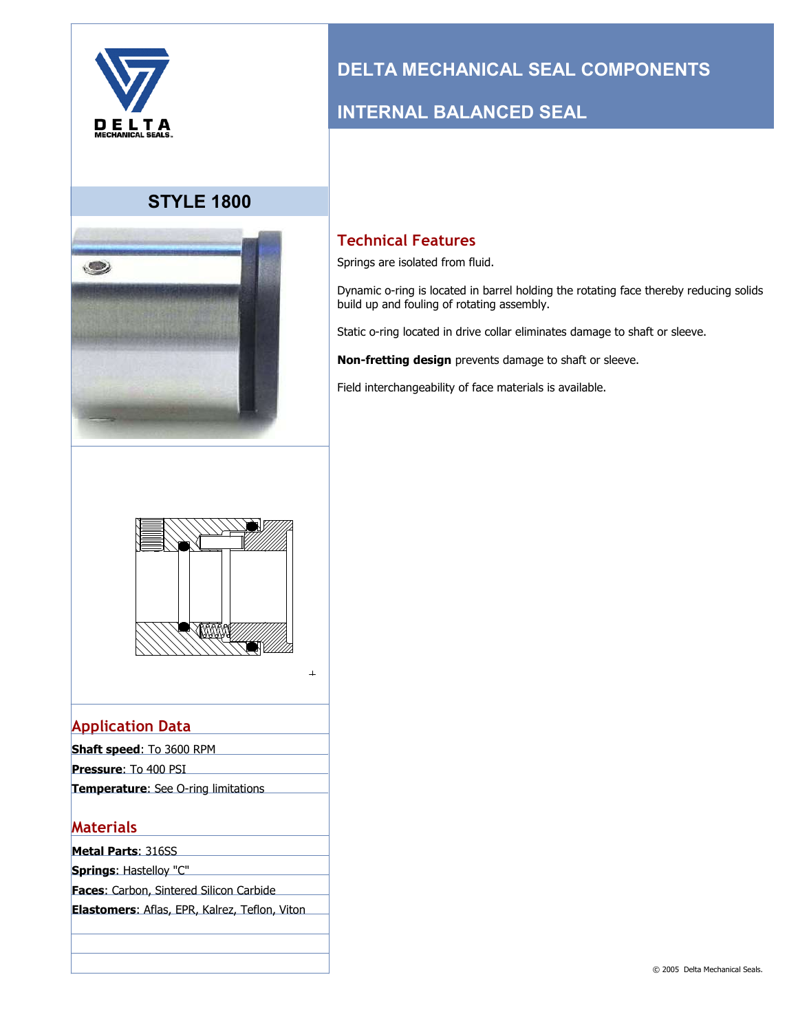DELTA MECHANICAL SEALS.

# DELTA MECHANICAL SEAL COMPONENTS

# INTERNAL BALANCED SEAL

## STYLE 1800

## Technical Features

Springs are isolated from fluid.

Dynamic o-ring is located in barrel holding the rotating face thereby reducing solids build up and fouling of rotating assembly.

Static o-ring located in drive collar eliminates damage to shaft or sleeve.

**Non-fretting design** prevents damage to shaft or sleeve.

Field interchangeability of face materials is available.

## Application Data

**Shaft speed**: To 3600 RPM

**Pressure**: To 400 PSI

**Temperature**: See O-ring limitations

## Materials

**Metal Parts**: 316SS

**Springs**: Hastelloy "C"

**Faces**: Carbon, Sintered Silicon Carbide

**Elastomers**: Aflas, EPR, Kalrez, Teflon, Viton

© 2005 Delta Mechanical Seals.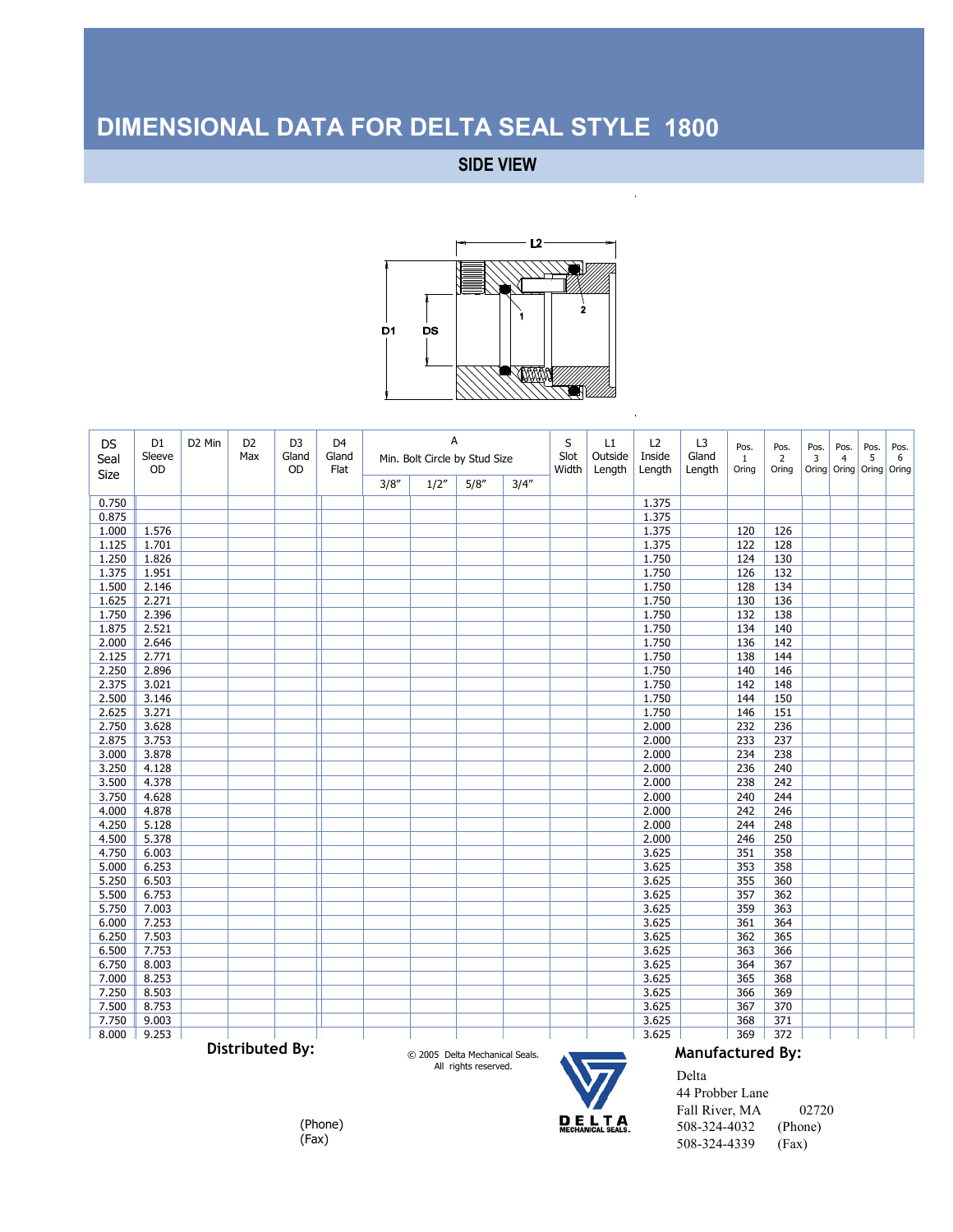# DIMENSIONAL DATA FOR DELTA SEAL STYLE 1800

## SIDE VIEW

L2

D1

DS

1

2

| DS Seal Size | D1 Sleeve OD | D2 Min | D2 Max | D3 Gland OD | D4 Gland Flat | A Min. Bolt Circle by Stud Size | | | | S Slot Width | L1 Outside Length | L2 Inside Length | L3 Gland Length | Pos. 1 Oring | Pos. 2 Oring | Pos. 3 Oring | Pos. 4 Oring | Pos. 5 Oring | Pos. 6 Oring |
|---|---|---|---|---|---|---|---|---|---|---|---|---|---|---|---|---|---|---|---|
| | | | | | | 3/8″ | 1/2″ | 5/8″ | 3/4″ | | | | | | | | | | |
| 0.750 | | | | | | | | | | | | 1.375 | | | | | | | |
| 0.875 | | | | | | | | | | | | 1.375 | | | | | | | |
| 1.000 | 1.576 | | | | | | | | | | | 1.375 | | 120 | 126 | | | | |
| 1.125 | 1.701 | | | | | | | | | | | 1.375 | | 122 | 128 | | | | |
| 1.250 | 1.826 | | | | | | | | | | | 1.750 | | 124 | 130 | | | | |
| 1.375 | 1.951 | | | | | | | | | | | 1.750 | | 126 | 132 | | | | |
| 1.500 | 2.146 | | | | | | | | | | | 1.750 | | 128 | 134 | | | | |
| 1.625 | 2.271 | | | | | | | | | | | 1.750 | | 130 | 136 | | | | |
| 1.750 | 2.396 | | | | | | | | | | | 1.750 | | 132 | 138 | | | | |
| 1.875 | 2.521 | | | | | | | | | | | 1.750 | | 134 | 140 | | | | |
| 2.000 | 2.646 | | | | | | | | | | | 1.750 | | 136 | 142 | | | | |
| 2.125 | 2.771 | | | | | | | | | | | 1.750 | | 138 | 144 | | | | |
| 2.250 | 2.896 | | | | | | | | | | | 1.750 | | 140 | 146 | | | | |
| 2.375 | 3.021 | | | | | | | | | | | 1.750 | | 142 | 148 | | | | |
| 2.500 | 3.146 | | | | | | | | | | | 1.750 | | 144 | 150 | | | | |
| 2.625 | 3.271 | | | | | | | | | | | 1.750 | | 146 | 151 | | | | |
| 2.750 | 3.628 | | | | | | | | | | | 2.000 | | 232 | 236 | | | | |
| 2.875 | 3.753 | | | | | | | | | | | 2.000 | | 233 | 237 | | | | |
| 3.000 | 3.878 | | | | | | | | | | | 2.000 | | 234 | 238 | | | | |
| 3.250 | 4.128 | | | | | | | | | | | 2.000 | | 236 | 240 | | | | |
| 3.500 | 4.378 | | | | | | | | | | | 2.000 | | 238 | 242 | | | | |
| 3.750 | 4.628 | | | | | | | | | | | 2.000 | | 240 | 244 | | | | |
| 4.000 | 4.878 | | | | | | | | | | | 2.000 | | 242 | 246 | | | | |
| 4.250 | 5.128 | | | | | | | | | | | 2.000 | | 244 | 248 | | | | |
| 4.500 | 5.378 | | | | | | | | | | | 2.000 | | 246 | 250 | | | | |
| 4.750 | 6.003 | | | | | | | | | | | 3.625 | | 351 | 358 | | | | |
| 5.000 | 6.253 | | | | | | | | | | | 3.625 | | 353 | 358 | | | | |
| 5.250 | 6.503 | | | | | | | | | | | 3.625 | | 355 | 360 | | | | |
| 5.500 | 6.753 | | | | | | | | | | | 3.625 | | 357 | 362 | | | | |
| 5.750 | 7.003 | | | | | | | | | | | 3.625 | | 359 | 363 | | | | |
| 6.000 | 7.253 | | | | | | | | | | | 3.625 | | 361 | 364 | | | | |
| 6.250 | 7.503 | | | | | | | | | | | 3.625 | | 362 | 365 | | | | |
| 6.500 | 7.753 | | | | | | | | | | | 3.625 | | 363 | 366 | | | | |
| 6.750 | 8.003 | | | | | | | | | | | 3.625 | | 364 | 367 | | | | |
| 7.000 | 8.253 | | | | | | | | | | | 3.625 | | 365 | 368 | | | | |
| 7.250 | 8.503 | | | | | | | | | | | 3.625 | | 366 | 369 | | | | |
| 7.500 | 8.753 | | | | | | | | | | | 3.625 | | 367 | 370 | | | | |
| 7.750 | 9.003 | | | | | | | | | | | 3.625 | | 368 | 371 | | | | |
| 8.000 | 9.253 | | | | | | | | | | | 3.625 | | 369 | 372 | | | | |

**Distributed By:**

(Phone)
(Fax)

© 2005 Delta Mechanical Seals.
All rights reserved.

DELTA MECHANICAL SEALS.

**Manufactured By:**

Delta
44 Probber Lane
Fall River, MA 02720
508-324-4032 (Phone)
508-324-4339 (Fax)